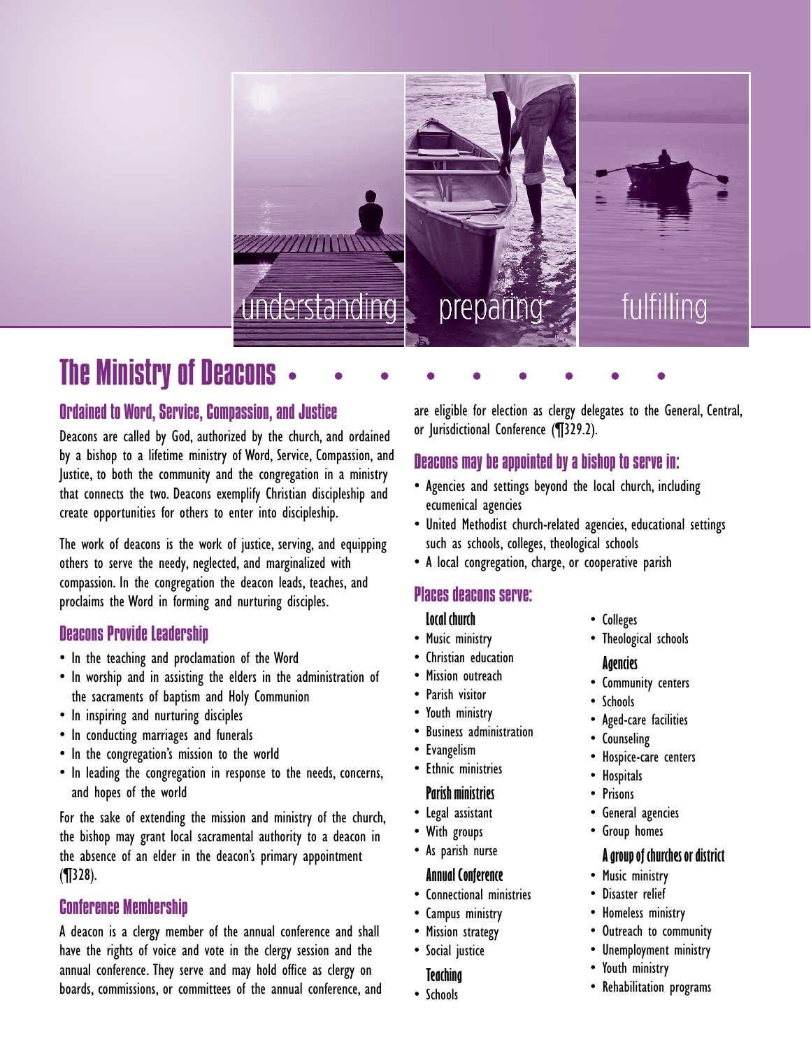understanding preparing fulfilling

# The Ministry of Deacons

## Ordained to Word, Service, Compassion, and Justice

Deacons are called by God, authorized by the church, and ordained by a bishop to a lifetime ministry of Word, Service, Compassion, and Justice, to both the community and the congregation in a ministry that connects the two. Deacons exemplify Christian discipleship and create opportunities for others to enter into discipleship.

The work of deacons is the work of justice, serving, and equipping others to serve the needy, neglected, and marginalized with compassion. In the congregation the deacon leads, teaches, and proclaims the Word in forming and nurturing disciples.

## Deacons Provide Leadership

- In the teaching and proclamation of the Word
- In worship and in assisting the elders in the administration of the sacraments of baptism and Holy Communion
- In inspiring and nurturing disciples
- In conducting marriages and funerals
- In the congregation's mission to the world
- In leading the congregation in response to the needs, concerns, and hopes of the world

For the sake of extending the mission and ministry of the church, the bishop may grant local sacramental authority to a deacon in the absence of an elder in the deacon's primary appointment (¶328).

## Conference Membership

A deacon is a clergy member of the annual conference and shall have the rights of voice and vote in the clergy session and the annual conference. They serve and may hold office as clergy on boards, commissions, or committees of the annual conference, and are eligible for election as clergy delegates to the General, Central, or Jurisdictional Conference (¶329.2).

## Deacons may be appointed by a bishop to serve in:

- Agencies and settings beyond the local church, including ecumenical agencies
- United Methodist church-related agencies, educational settings such as schools, colleges, theological schools
- A local congregation, charge, or cooperative parish

## Places deacons serve:

### Local church

- Music ministry
- Christian education
- Mission outreach
- Parish visitor
- Youth ministry
- Business administration
- Evangelism
- Ethnic ministries

### Parish ministries

- Legal assistant
- With groups
- As parish nurse

### Annual Conference

- Connectional ministries
- Campus ministry
- Mission strategy
- Social justice

### Teaching

- Schools
- Colleges
- Theological schools

### Agencies

- Community centers
- Schools
- Aged-care facilities
- Counseling
- Hospice-care centers
- Hospitals
- Prisons
- General agencies
- Group homes

### A group of churches or district

- Music ministry
- Disaster relief
- Homeless ministry
- Outreach to community
- Unemployment ministry
- Youth ministry
- Rehabilitation programs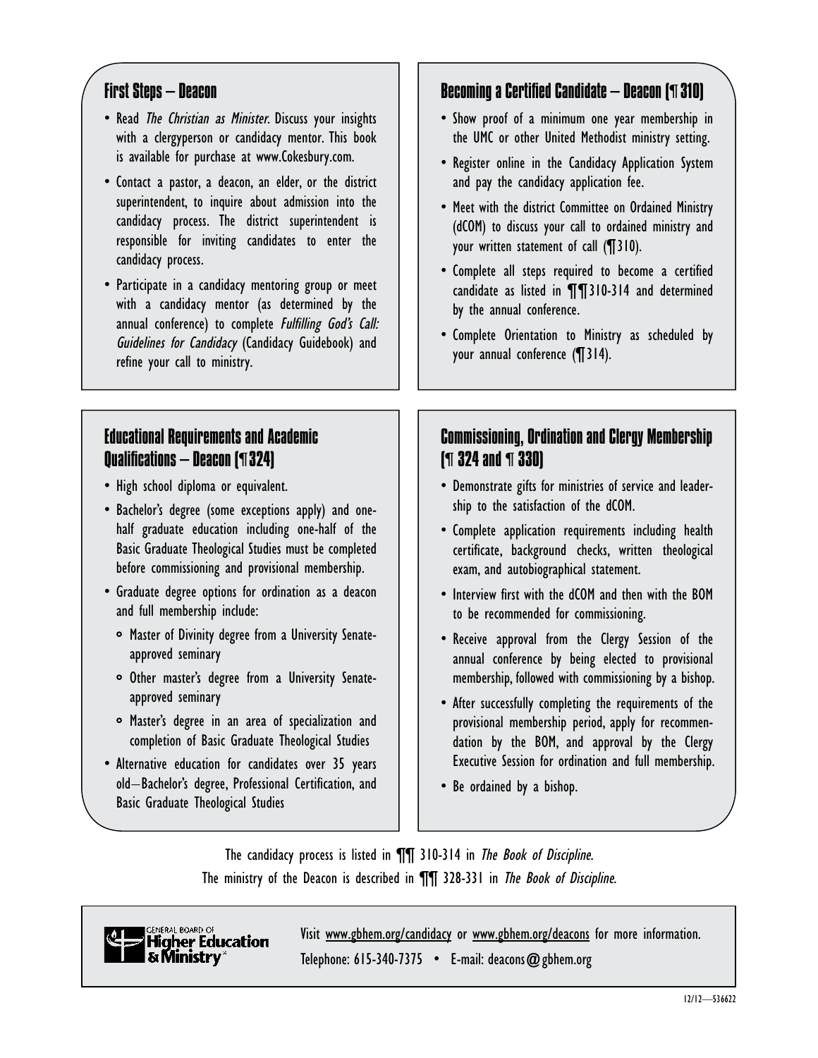## First Steps – Deacon

- Read *The Christian as Minister*. Discuss your insights with a clergyperson or candidacy mentor. This book is available for purchase at www.Cokesbury.com.
- Contact a pastor, a deacon, an elder, or the district superintendent, to inquire about admission into the candidacy process. The district superintendent is responsible for inviting candidates to enter the candidacy process.
- Participate in a candidacy mentoring group or meet with a candidacy mentor (as determined by the annual conference) to complete *Fulfilling God's Call: Guidelines for Candidacy* (Candidacy Guidebook) and refine your call to ministry.

## Becoming a Certified Candidate – Deacon (¶310)

- Show proof of a minimum one year membership in the UMC or other United Methodist ministry setting.
- Register online in the Candidacy Application System and pay the candidacy application fee.
- Meet with the district Committee on Ordained Ministry (dCOM) to discuss your call to ordained ministry and your written statement of call (¶310).
- Complete all steps required to become a certified candidate as listed in ¶¶310-314 and determined by the annual conference.
- Complete Orientation to Ministry as scheduled by your annual conference (¶314).

## Educational Requirements and Academic Qualifications – Deacon (¶324)

- High school diploma or equivalent.
- Bachelor's degree (some exceptions apply) and one-half graduate education including one-half of the Basic Graduate Theological Studies must be completed before commissioning and provisional membership.
- Graduate degree options for ordination as a deacon and full membership include:
  - Master of Divinity degree from a University Senate-approved seminary
  - Other master's degree from a University Senate-approved seminary
  - Master's degree in an area of specialization and completion of Basic Graduate Theological Studies
- Alternative education for candidates over 35 years old—Bachelor's degree, Professional Certification, and Basic Graduate Theological Studies

## Commissioning, Ordination and Clergy Membership (¶ 324 and ¶ 330)

- Demonstrate gifts for ministries of service and leadership to the satisfaction of the dCOM.
- Complete application requirements including health certificate, background checks, written theological exam, and autobiographical statement.
- Interview first with the dCOM and then with the BOM to be recommended for commissioning.
- Receive approval from the Clergy Session of the annual conference by being elected to provisional membership, followed with commissioning by a bishop.
- After successfully completing the requirements of the provisional membership period, apply for recommendation by the BOM, and approval by the Clergy Executive Session for ordination and full membership.
- Be ordained by a bishop.

The candidacy process is listed in ¶¶ 310-314 in *The Book of Discipline*.
The ministry of the Deacon is described in ¶¶ 328-331 in *The Book of Discipline*.

General Board of Higher Education & Ministry

Visit www.gbhem.org/candidacy or www.gbhem.org/deacons for more information.
Telephone: 615-340-7375 • E-mail: deacons@gbhem.org

12/12—536622